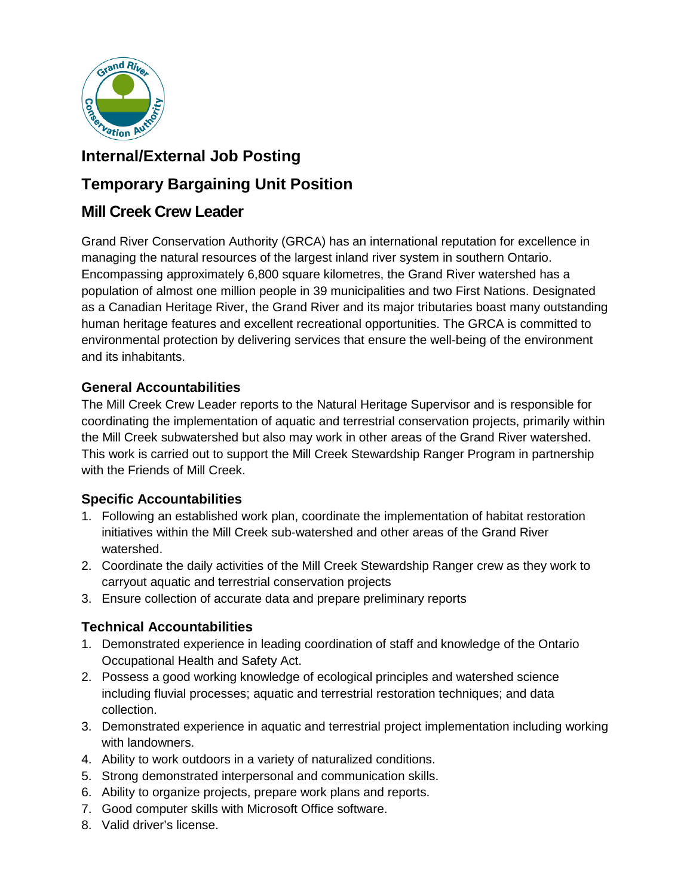# Internal/External Job Posting

## Temporary Bargaining Unit Position

## Mill Creek Crew Leader

Grand River Conservation Authority (GRCA) has an international reputation for excellence in managing the natural resources of the largest inland river system in southern Ontario. Encompassing approximately 6,800 square kilometres, the Grand River watershed has a population of almost one million people in 39 municipalities and two First Nations. Designated as a Canadian Heritage River, the Grand River and its major tributaries boast many outstanding human heritage features and excellent recreational opportunities. The GRCA is committed to environmental protection by delivering services that ensure the well-being of the environment and its inhabitants.

### General Accountabilities

The Mill Creek Crew Leader reports to the Natural Heritage Supervisor and is responsible for coordinating the implementation of aquatic and terrestrial conservation projects, primarily within the Mill Creek subwatershed but also may work in other areas of the Grand River watershed. This work is carried out to support the Mill Creek Stewardship Ranger Program in partnership with the Friends of Mill Creek.

### Specific Accountabilities

1. Following an established work plan, coordinate the implementation of habitat restoration initiatives within the Mill Creek sub-watershed and other areas of the Grand River watershed.
2. Coordinate the daily activities of the Mill Creek Stewardship Ranger crew as they work to carryout aquatic and terrestrial conservation projects
3. Ensure collection of accurate data and prepare preliminary reports

### Technical Accountabilities

1. Demonstrated experience in leading coordination of staff and knowledge of the Ontario Occupational Health and Safety Act.
2. Possess a good working knowledge of ecological principles and watershed science including fluvial processes; aquatic and terrestrial restoration techniques; and data collection.
3. Demonstrated experience in aquatic and terrestrial project implementation including working with landowners.
4. Ability to work outdoors in a variety of naturalized conditions.
5. Strong demonstrated interpersonal and communication skills.
6. Ability to organize projects, prepare work plans and reports.
7. Good computer skills with Microsoft Office software.
8. Valid driver's license.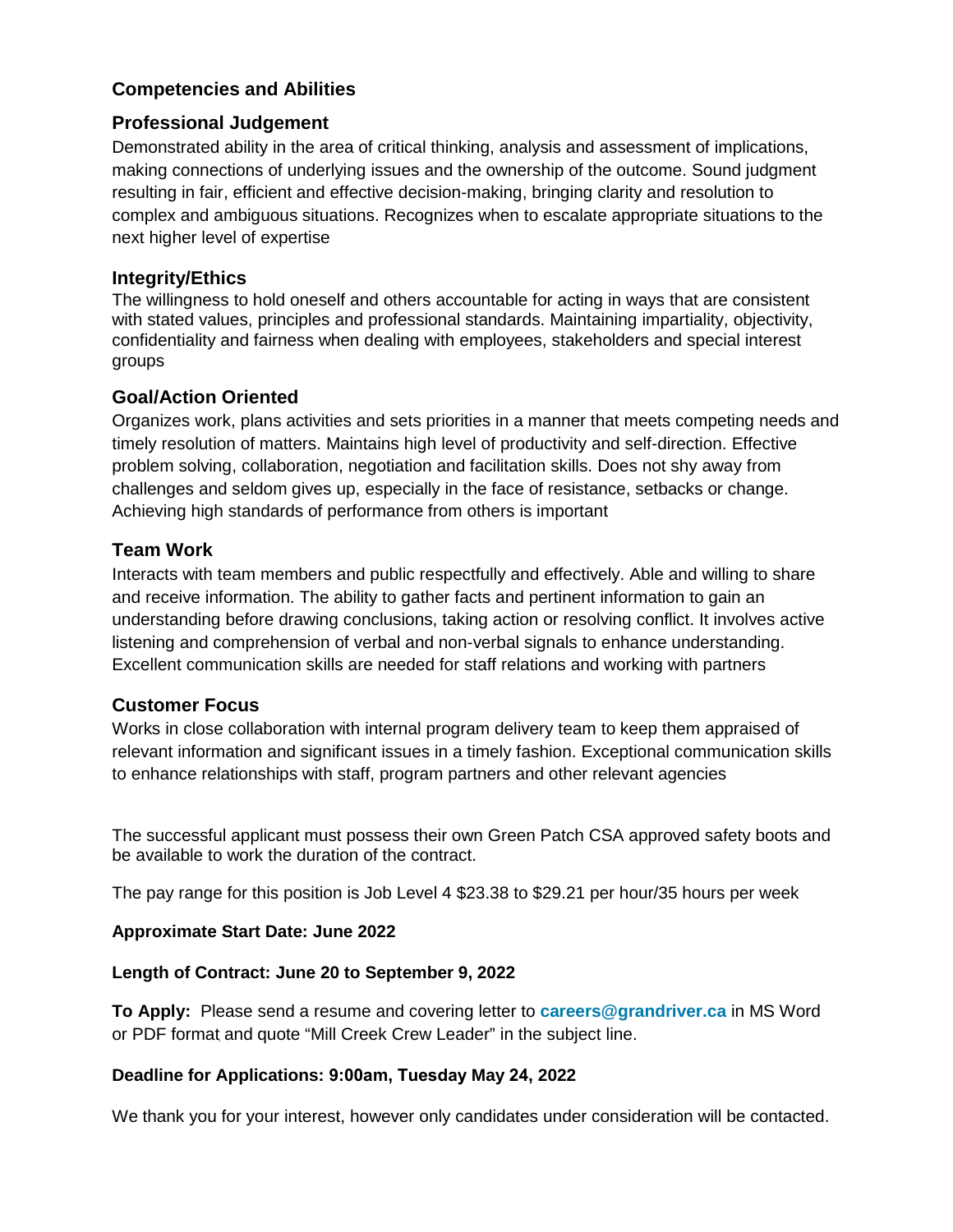## Competencies and Abilities

### Professional Judgement

Demonstrated ability in the area of critical thinking, analysis and assessment of implications, making connections of underlying issues and the ownership of the outcome. Sound judgment resulting in fair, efficient and effective decision-making, bringing clarity and resolution to complex and ambiguous situations. Recognizes when to escalate appropriate situations to the next higher level of expertise

### Integrity/Ethics

The willingness to hold oneself and others accountable for acting in ways that are consistent with stated values, principles and professional standards. Maintaining impartiality, objectivity, confidentiality and fairness when dealing with employees, stakeholders and special interest groups

### Goal/Action Oriented

Organizes work, plans activities and sets priorities in a manner that meets competing needs and timely resolution of matters. Maintains high level of productivity and self-direction. Effective problem solving, collaboration, negotiation and facilitation skills. Does not shy away from challenges and seldom gives up, especially in the face of resistance, setbacks or change. Achieving high standards of performance from others is important

### Team Work

Interacts with team members and public respectfully and effectively. Able and willing to share and receive information. The ability to gather facts and pertinent information to gain an understanding before drawing conclusions, taking action or resolving conflict. It involves active listening and comprehension of verbal and non-verbal signals to enhance understanding. Excellent communication skills are needed for staff relations and working with partners

### Customer Focus

Works in close collaboration with internal program delivery team to keep them appraised of relevant information and significant issues in a timely fashion. Exceptional communication skills to enhance relationships with staff, program partners and other relevant agencies

The successful applicant must possess their own Green Patch CSA approved safety boots and be available to work the duration of the contract.

The pay range for this position is Job Level 4 $23.38 to $29.21 per hour/35 hours per week

**Approximate Start Date: June 2022**

**Length of Contract: June 20 to September 9, 2022**

**To Apply:** Please send a resume and covering letter to **careers@grandriver.ca** in MS Word or PDF format and quote "Mill Creek Crew Leader" in the subject line.

**Deadline for Applications: 9:00am, Tuesday May 24, 2022**

We thank you for your interest, however only candidates under consideration will be contacted.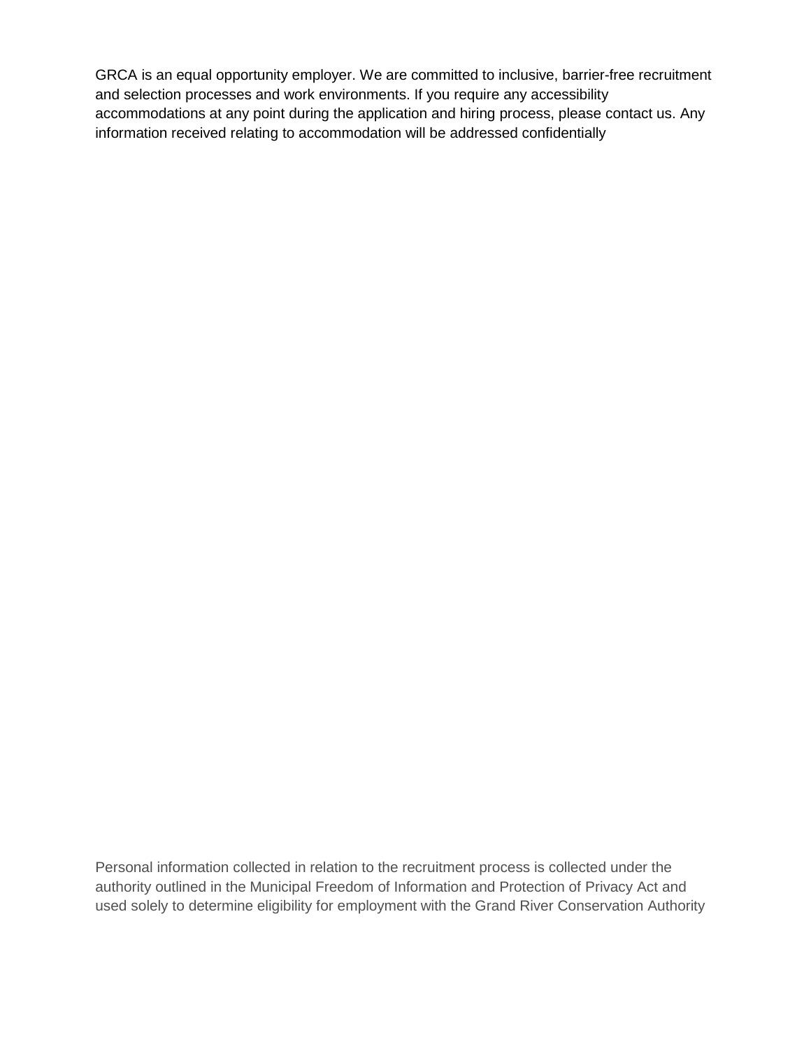GRCA is an equal opportunity employer. We are committed to inclusive, barrier-free recruitment and selection processes and work environments. If you require any accessibility accommodations at any point during the application and hiring process, please contact us. Any information received relating to accommodation will be addressed confidentially

Personal information collected in relation to the recruitment process is collected under the authority outlined in the Municipal Freedom of Information and Protection of Privacy Act and used solely to determine eligibility for employment with the Grand River Conservation Authority